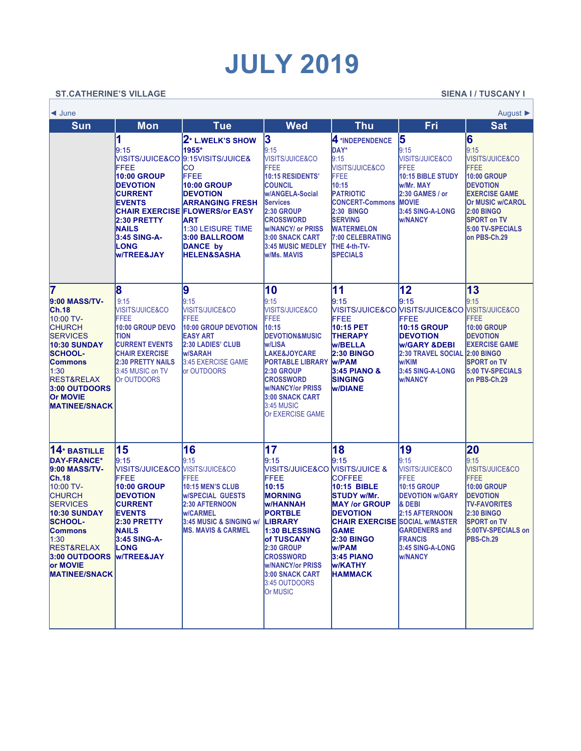# JULY 2019

**ST.CATHERINE'S VILLAGE** **SIENA I / TUSCANY I**

◄ June August ►

| Sun | Mon | Tue | Wed | Thu | Fri | Sat |
|---|---|---|---|---|---|---|
| | **1** 9:15 VISITS/JUICE&COFFEE **10:00 GROUP DEVOTION CURRENT EVENTS CHAIR EXERCISE 2:30 PRETTY NAILS 3:45 SING-A-LONG w/TREE&JAY** | **2* L.WELK'S SHOW 1955*** 9:15VISITS/JUICE&CO FFEE **10:00 GROUP DEVOTION ARRANGING FRESH FLOWERS/or EASY ART** 1:30 LEISURE TIME **3:00 BALLROOM DANCE by HELEN&SASHA** | **3** 9:15 VISITS/JUICE&CO FFEE **10:15 RESIDENTS' COUNCIL w/ANGELA-Social Services 2:30 GROUP CROSSWORD w/NANCY/ or PRISS 3:00 SNACK CART 3:45 MUSIC MEDLEY w/Ms. MAVIS** | **4 *INDEPENDENCE DAY*** 9:15 VISITS/JUICE&CO FFEE **10:15 PATRIOTIC CONCERT-Commons 2:30 BINGO SERVING WATERMELON 7:00 CELEBRATING THE 4-th-TV-SPECIALS** | **5** 9:15 VISITS/JUICE&CO FFEE **10:15 BIBLE STUDY w/Mr. MAY 2:30 GAMES / or MOVIE 3:45 SING-A-LONG w/NANCY** | **6** 9:15 VISITS/JUICE&CO FFEE **10:00 GROUP DEVOTION EXERCISE GAME Or MUSIC w/CAROL 2:00 BINGO SPORT on TV 5:00 TV-SPECIALS on PBS-Ch.29** |
| **7** **9:00 MASS/TV-Ch.18** 10:00 TV-CHURCH SERVICES **10:30 SUNDAY SCHOOL-Commons** 1:30 REST&RELAX **3:00 OUTDOORS Or MOVIE MATINEE/SNACK** | **8** 9:15 VISITS/JUICE&CO FFEE **10:00 GROUP DEVOTION CURRENT EVENTS CHAIR EXERCISE 2:30 PRETTY NAILS** 3:45 MUSIC on TV Or OUTDOORS | **9** 9:15 VISITS/JUICE&CO FFEE **10:00 GROUP DEVOTION EASY ART 2:30 LADIES' CLUB w/SARAH** 3:45 EXERCISE GAME or OUTDOORS | **10** 9:15 VISITS/JUICE&CO FFEE **10:15 DEVOTION&MUSIC w/LISA LAKE&JOYCARE PORTABLE LIBRARY 2:30 GROUP CROSSWORD w/NANCY/or PRISS 3:00 SNACK CART** 3:45 MUSIC Or EXERCISE GAME | **11** 9:15 VISITS/JUICE&CO FFEE **10:15 PET THERAPY w/BELLA 2:30 BINGO w/PAM 3:45 PIANO & SINGING w/DIANE** | **12** 9:15 VISITS/JUICE&CO FFEE **10:15 GROUP DEVOTION w/GARY &DEBI 2:30 TRAVEL SOCIAL w/KIM 3:45 SING-A-LONG w/NANCY** | **13** 9:15 VISITS/JUICE&CO FFEE **10:00 GROUP DEVOTION EXERCISE GAME 2:00 BINGO SPORT on TV 5:00 TV-SPECIALS on PBS-Ch.29** |
| **14* BASTILLE DAY-FRANCE*** **9:00 MASS/TV-Ch.18** 10:00 TV-CHURCH SERVICES **10:30 SUNDAY SCHOOL-Commons** 1:30 REST&RELAX **3:00 OUTDOORS or MOVIE MATINEE/SNACK** | **15** 9:15 VISITS/JUICE&CO FFEE **10:00 GROUP DEVOTION CURRENT EVENTS 2:30 PRETTY NAILS 3:45 SING-A-LONG w/TREE&JAY** | **16** 9:15 VISITS/JUICE&CO FFEE **10:15 MEN'S CLUB w/SPECIAL GUESTS 2:30 AFTERNOON w/CARMEL 3:45 MUSIC & SINGING w/ MS. MAVIS & CARMEL** | **17** 9:15 VISITS/JUICE&CO FFEE **10:15 MORNING w/HANNAH PORTBLE LIBRARY 1:30 BLESSING of TUSCANY 2:30 GROUP CROSSWORD w/NANCY/or PRISS 3:00 SNACK CART** 3:45 OUTDOORS Or MUSIC | **18** 9:15 VISITS/JUICE & COFFEE **10:15 BIBLE STUDY w/Mr. MAY /or GROUP DEVOTION CHAIR EXERCISE GAME 2:30 BINGO w/PAM 3:45 PIANO w/KATHY HAMMACK** | **19** 9:15 VISITS/JUICE&CO FFEE **10:15 GROUP DEVOTION w/GARY & DEBI 2:15 AFTERNOON SOCIAL w/MASTER GARDENERS and FRANCIS 3:45 SING-A-LONG w/NANCY** | **20** 9:15 VISITS/JUICE&CO FFEE **10:00 GROUP DEVOTION TV-FAVORITES 2:30 BINGO SPORT on TV 5:00TV-SPECIALS on PBS-Ch.29** |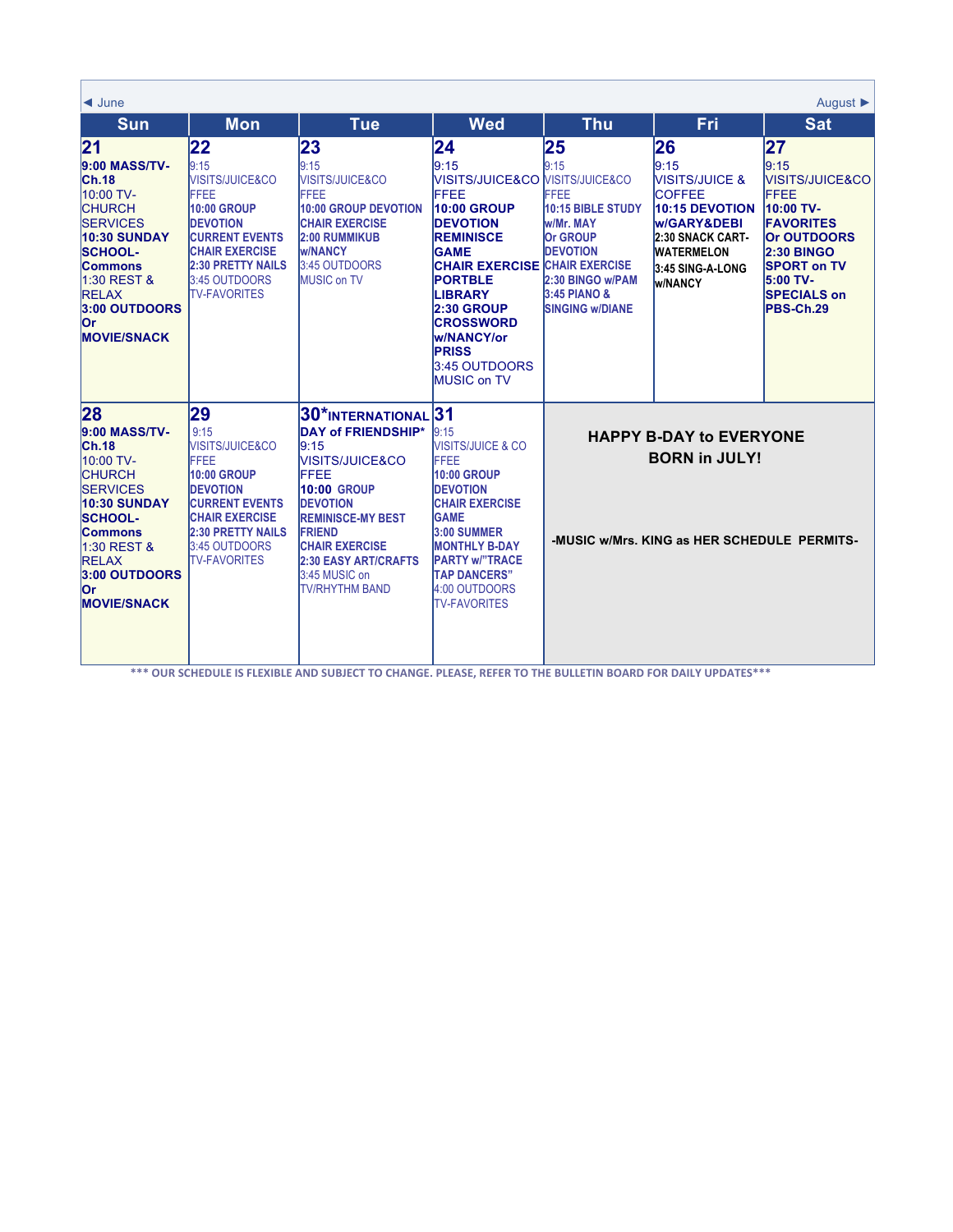◄ June | August ►

| Sun | Mon | Tue | Wed | Thu | Fri | Sat |
|---|---|---|---|---|---|---|
| **21** **9:00 MASS/TV-Ch.18** 10:00 TV-CHURCH SERVICES **10:30 SUNDAY SCHOOL-Commons** 1:30 REST & RELAX **3:00 OUTDOORS Or MOVIE/SNACK** | **22** 9:15 VISITS/JUICE&COFFEE **10:00 GROUP DEVOTION CURRENT EVENTS CHAIR EXERCISE 2:30 PRETTY NAILS** 3:45 OUTDOORS TV-FAVORITES | **23** 9:15 VISITS/JUICE&COFFEE **10:00 GROUP DEVOTION CHAIR EXERCISE 2:00 RUMMIKUB w/NANCY** 3:45 OUTDOORS MUSIC on TV | **24** 9:15 VISITS/JUICE&COFFEE **10:00 GROUP DEVOTION REMINISCE GAME CHAIR EXERCISE PORTBLE LIBRARY 2:30 GROUP CROSSWORD w/NANCY/or PRISS** 3:45 OUTDOORS MUSIC on TV | **25** 9:15 VISITS/JUICE&COFFEE **10:15 BIBLE STUDY w/Mr. MAY Or GROUP DEVOTION CHAIR EXERCISE 2:30 BINGO w/PAM 3:45 PIANO & SINGING w/DIANE** | **26** 9:15 VISITS/JUICE & COFFEE **10:15 DEVOTION w/GARY&DEBI 2:30 SNACK CART-WATERMELON 3:45 SING-A-LONG w/NANCY** | **27** 9:15 VISITS/JUICE&COFFEE **10:00 TV-FAVORITES Or OUTDOORS 2:30 BINGO SPORT on TV 5:00 TV-SPECIALS on PBS-Ch.29** |
| **28** **9:00 MASS/TV-Ch.18** 10:00 TV-CHURCH SERVICES **10:30 SUNDAY SCHOOL-Commons** 1:30 REST & RELAX **3:00 OUTDOORS Or MOVIE/SNACK** | **29** 9:15 VISITS/JUICE&COFFEE **10:00 GROUP DEVOTION CURRENT EVENTS CHAIR EXERCISE 2:30 PRETTY NAILS** 3:45 OUTDOORS TV-FAVORITES | **30*INTERNATIONAL DAY of FRIENDSHIP*** 9:15 VISITS/JUICE&COFFEE **10:00 GROUP DEVOTION REMINISCE-MY BEST FRIEND CHAIR EXERCISE 2:30 EASY ART/CRAFTS** 3:45 MUSIC on TV/RHYTHM BAND | **31** 9:15 VISITS/JUICE & COFFEE **10:00 GROUP DEVOTION CHAIR EXERCISE GAME 3:00 SUMMER MONTHLY B-DAY PARTY w/"TRACE TAP DANCERS"** 4:00 OUTDOORS TV-FAVORITES | **HAPPY B-DAY to EVERYONE BORN in JULY!** **-MUSIC w/Mrs. KING as HER SCHEDULE PERMITS-** | | |

**\*\*\* OUR SCHEDULE IS FLEXIBLE AND SUBJECT TO CHANGE. PLEASE, REFER TO THE BULLETIN BOARD FOR DAILY UPDATES\*\*\***